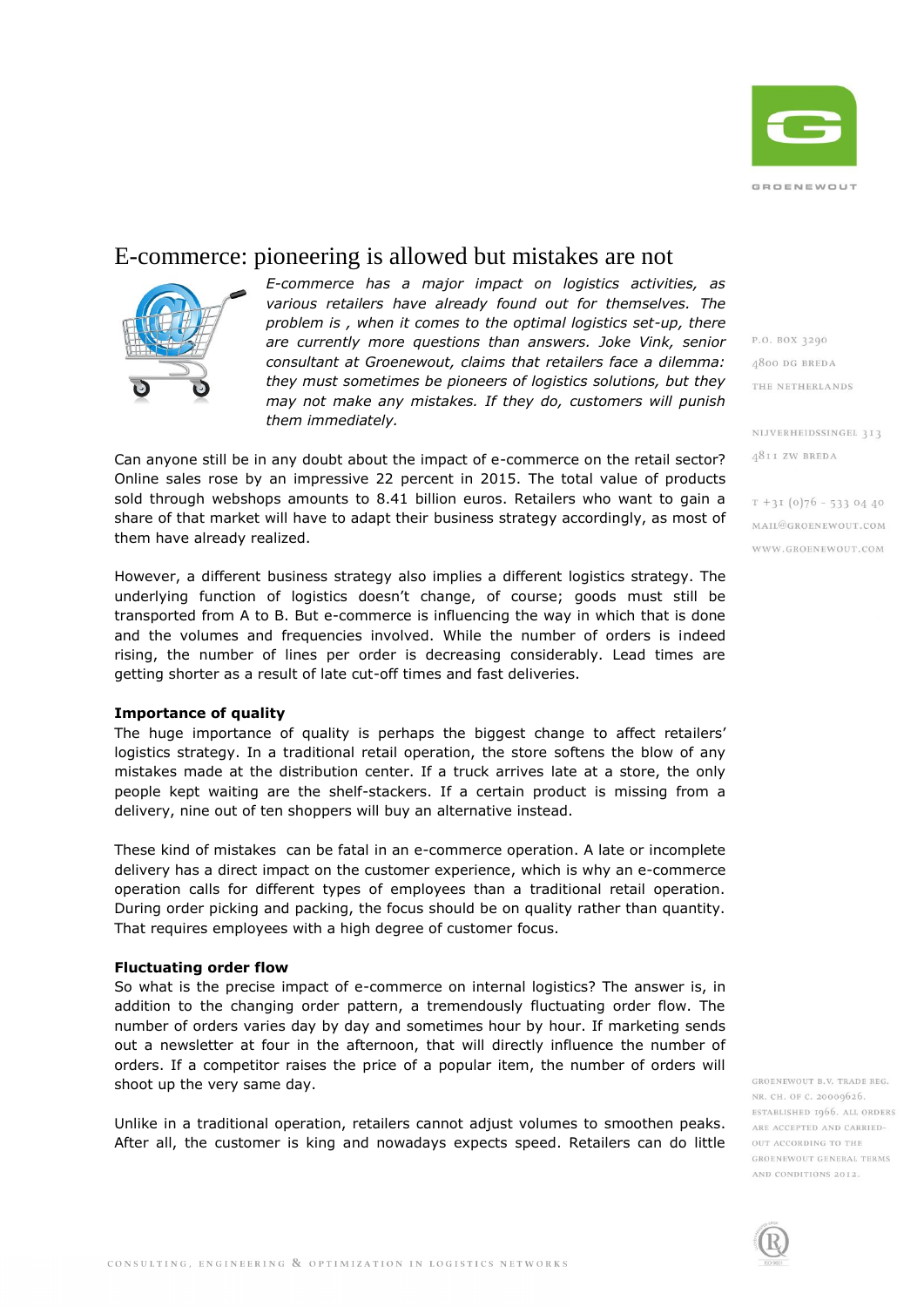# E-commerce: pioneering is allowed but mistakes are not

*E-commerce has a major impact on logistics activities, as various retailers have already found out for themselves. The problem is , when it comes to the optimal logistics set-up, there are currently more questions than answers. Joke Vink, senior consultant at Groenewout, claims that retailers face a dilemma: they must sometimes be pioneers of logistics solutions, but they may not make any mistakes. If they do, customers will punish them immediately.*

Can anyone still be in any doubt about the impact of e-commerce on the retail sector? Online sales rose by an impressive 22 percent in 2015. The total value of products sold through webshops amounts to 8.41 billion euros. Retailers who want to gain a share of that market will have to adapt their business strategy accordingly, as most of them have already realized.

However, a different business strategy also implies a different logistics strategy. The underlying function of logistics doesn't change, of course; goods must still be transported from A to B. But e-commerce is influencing the way in which that is done and the volumes and frequencies involved. While the number of orders is indeed rising, the number of lines per order is decreasing considerably. Lead times are getting shorter as a result of late cut-off times and fast deliveries.

**Importance of quality**

The huge importance of quality is perhaps the biggest change to affect retailers' logistics strategy. In a traditional retail operation, the store softens the blow of any mistakes made at the distribution center. If a truck arrives late at a store, the only people kept waiting are the shelf-stackers. If a certain product is missing from a delivery, nine out of ten shoppers will buy an alternative instead.

These kind of mistakes can be fatal in an e-commerce operation. A late or incomplete delivery has a direct impact on the customer experience, which is why an e-commerce operation calls for different types of employees than a traditional retail operation. During order picking and packing, the focus should be on quality rather than quantity. That requires employees with a high degree of customer focus.

**Fluctuating order flow**

So what is the precise impact of e-commerce on internal logistics? The answer is, in addition to the changing order pattern, a tremendously fluctuating order flow. The number of orders varies day by day and sometimes hour by hour. If marketing sends out a newsletter at four in the afternoon, that will directly influence the number of orders. If a competitor raises the price of a popular item, the number of orders will shoot up the very same day.

Unlike in a traditional operation, retailers cannot adjust volumes to smoothen peaks. After all, the customer is king and nowadays expects speed. Retailers can do little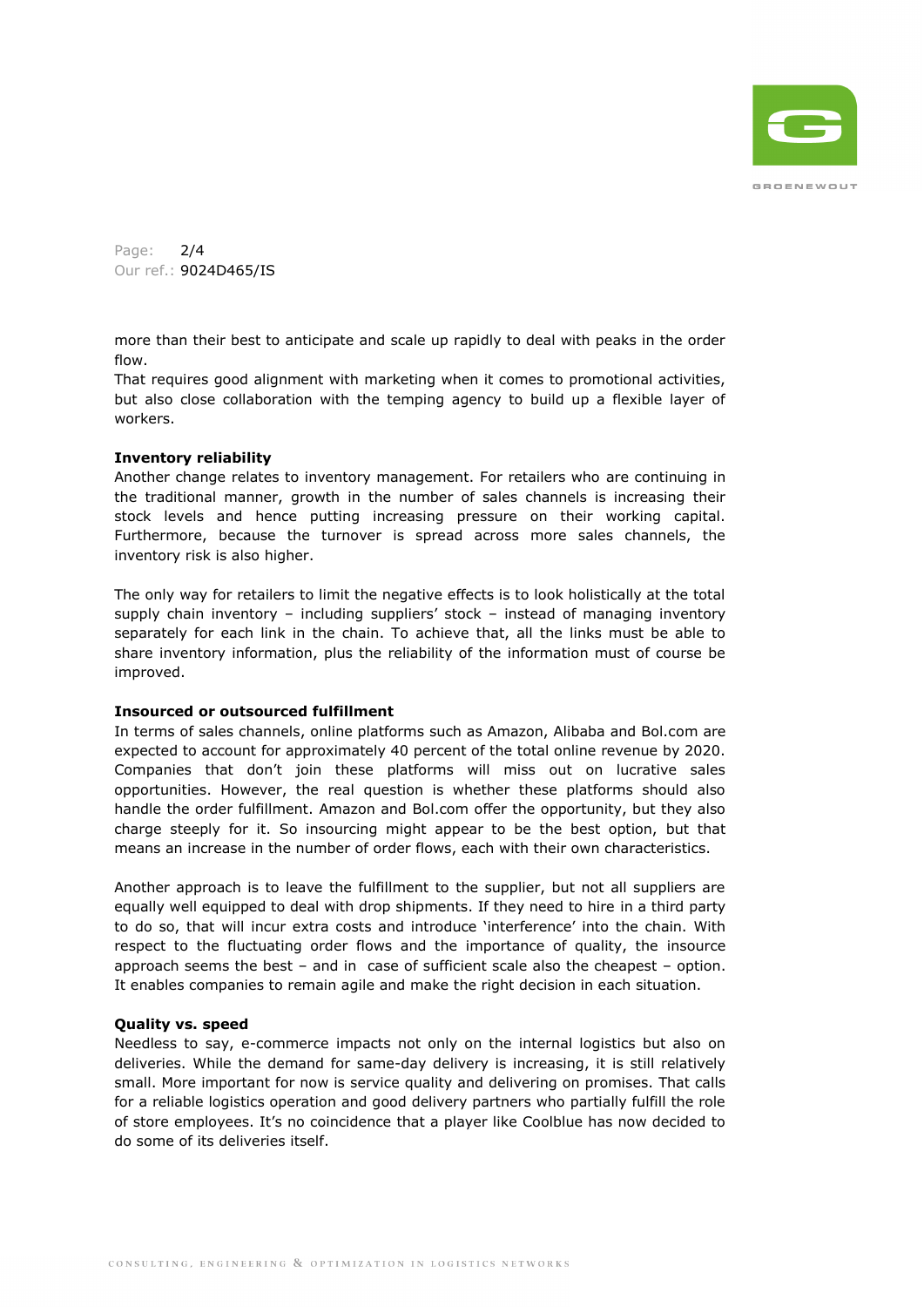more than their best to anticipate and scale up rapidly to deal with peaks in the order flow.
That requires good alignment with marketing when it comes to promotional activities, but also close collaboration with the temping agency to build up a flexible layer of workers.

**Inventory reliability**
Another change relates to inventory management. For retailers who are continuing in the traditional manner, growth in the number of sales channels is increasing their stock levels and hence putting increasing pressure on their working capital. Furthermore, because the turnover is spread across more sales channels, the inventory risk is also higher.

The only way for retailers to limit the negative effects is to look holistically at the total supply chain inventory – including suppliers' stock – instead of managing inventory separately for each link in the chain. To achieve that, all the links must be able to share inventory information, plus the reliability of the information must of course be improved.

**Insourced or outsourced fulfillment**
In terms of sales channels, online platforms such as Amazon, Alibaba and Bol.com are expected to account for approximately 40 percent of the total online revenue by 2020. Companies that don't join these platforms will miss out on lucrative sales opportunities. However, the real question is whether these platforms should also handle the order fulfillment. Amazon and Bol.com offer the opportunity, but they also charge steeply for it. So insourcing might appear to be the best option, but that means an increase in the number of order flows, each with their own characteristics.

Another approach is to leave the fulfillment to the supplier, but not all suppliers are equally well equipped to deal with drop shipments. If they need to hire in a third party to do so, that will incur extra costs and introduce 'interference' into the chain. With respect to the fluctuating order flows and the importance of quality, the insource approach seems the best – and in case of sufficient scale also the cheapest – option. It enables companies to remain agile and make the right decision in each situation.

**Quality vs. speed**
Needless to say, e-commerce impacts not only on the internal logistics but also on deliveries. While the demand for same-day delivery is increasing, it is still relatively small. More important for now is service quality and delivering on promises. That calls for a reliable logistics operation and good delivery partners who partially fulfill the role of store employees. It's no coincidence that a player like Coolblue has now decided to do some of its deliveries itself.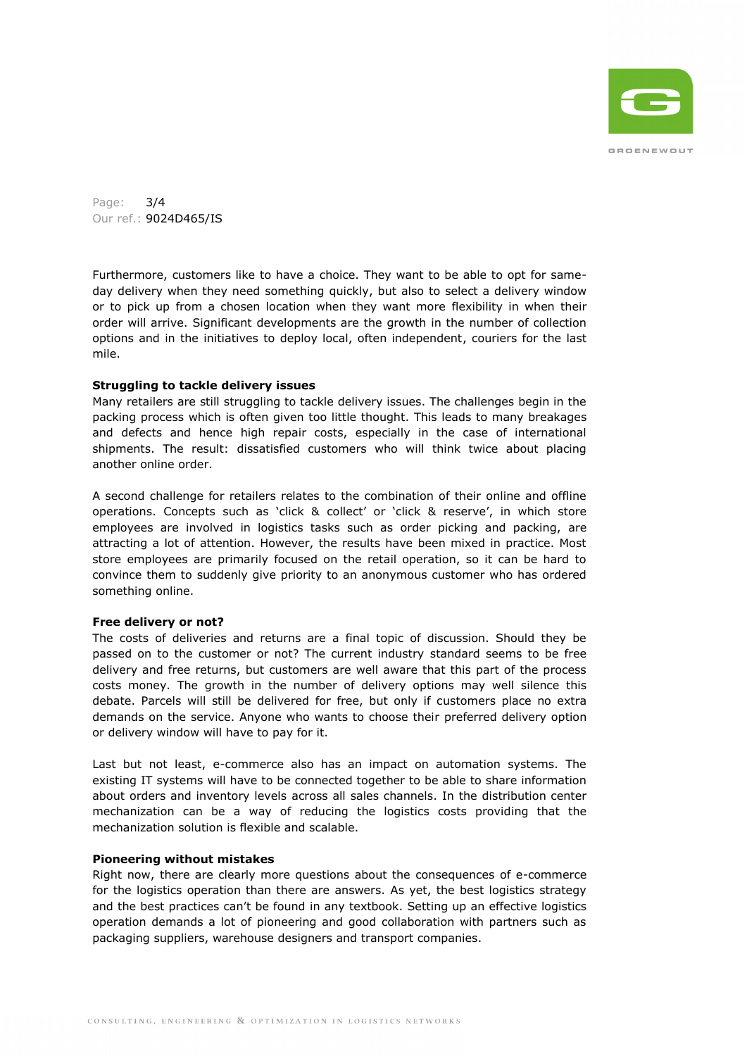Furthermore, customers like to have a choice. They want to be able to opt for same-day delivery when they need something quickly, but also to select a delivery window or to pick up from a chosen location when they want more flexibility in when their order will arrive. Significant developments are the growth in the number of collection options and in the initiatives to deploy local, often independent, couriers for the last mile.

**Struggling to tackle delivery issues**

Many retailers are still struggling to tackle delivery issues. The challenges begin in the packing process which is often given too little thought. This leads to many breakages and defects and hence high repair costs, especially in the case of international shipments. The result: dissatisfied customers who will think twice about placing another online order.

A second challenge for retailers relates to the combination of their online and offline operations. Concepts such as 'click & collect' or 'click & reserve', in which store employees are involved in logistics tasks such as order picking and packing, are attracting a lot of attention. However, the results have been mixed in practice. Most store employees are primarily focused on the retail operation, so it can be hard to convince them to suddenly give priority to an anonymous customer who has ordered something online.

**Free delivery or not?**

The costs of deliveries and returns are a final topic of discussion. Should they be passed on to the customer or not? The current industry standard seems to be free delivery and free returns, but customers are well aware that this part of the process costs money. The growth in the number of delivery options may well silence this debate. Parcels will still be delivered for free, but only if customers place no extra demands on the service. Anyone who wants to choose their preferred delivery option or delivery window will have to pay for it.

Last but not least, e-commerce also has an impact on automation systems. The existing IT systems will have to be connected together to be able to share information about orders and inventory levels across all sales channels. In the distribution center mechanization can be a way of reducing the logistics costs providing that the mechanization solution is flexible and scalable.

**Pioneering without mistakes**

Right now, there are clearly more questions about the consequences of e-commerce for the logistics operation than there are answers. As yet, the best logistics strategy and the best practices can't be found in any textbook. Setting up an effective logistics operation demands a lot of pioneering and good collaboration with partners such as packaging suppliers, warehouse designers and transport companies.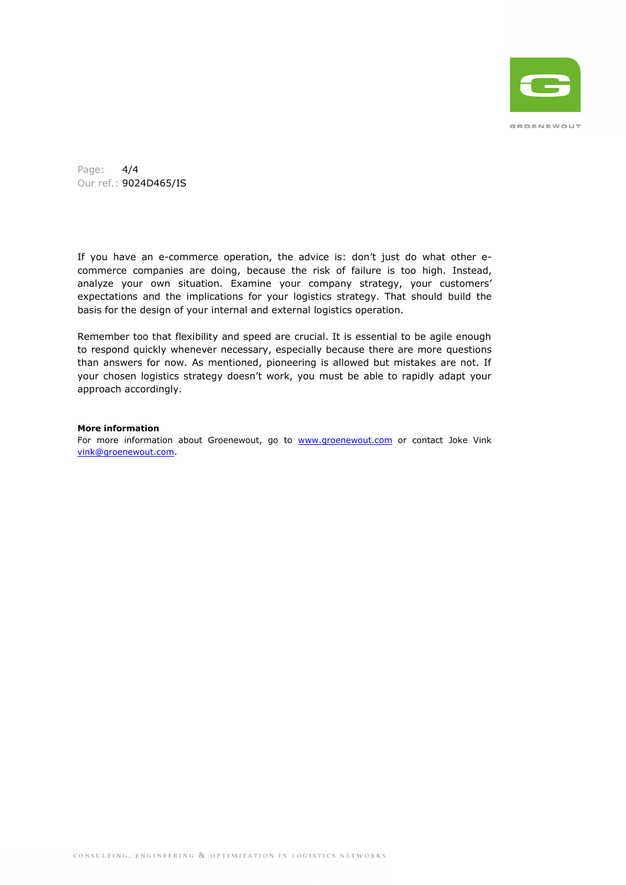If you have an e-commerce operation, the advice is: don't just do what other e-commerce companies are doing, because the risk of failure is too high. Instead, analyze your own situation. Examine your company strategy, your customers' expectations and the implications for your logistics strategy. That should build the basis for the design of your internal and external logistics operation.

Remember too that flexibility and speed are crucial. It is essential to be agile enough to respond quickly whenever necessary, especially because there are more questions than answers for now. As mentioned, pioneering is allowed but mistakes are not. If your chosen logistics strategy doesn't work, you must be able to rapidly adapt your approach accordingly.

**More information**

For more information about Groenewout, go to www.groenewout.com or contact Joke Vink vink@groenewout.com.